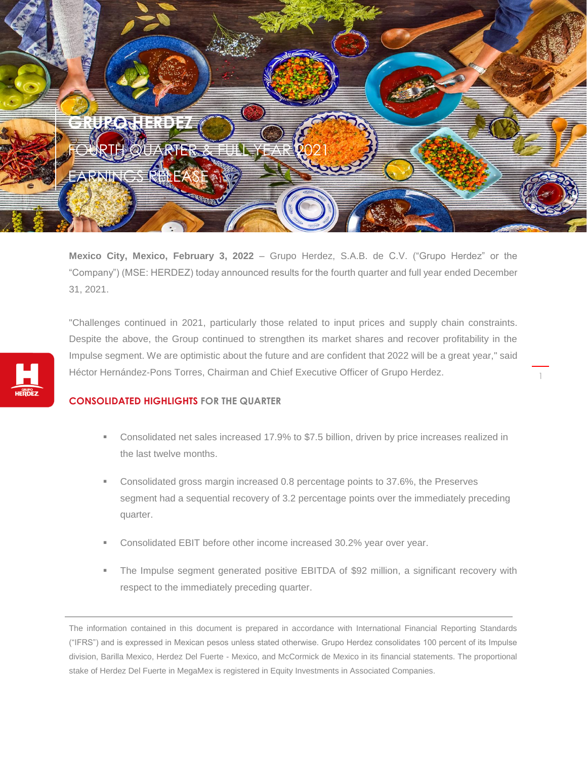# GRUPO HERDEZ

## FOURTH QUARTER & FULL YEAR 2021 EARNINGS RELEASE

**Mexico City, Mexico, February 3, 2022** – Grupo Herdez, S.A.B. de C.V. ("Grupo Herdez" or the "Company") (MSE: HERDEZ) today announced results for the fourth quarter and full year ended December 31, 2021.

"Challenges continued in 2021, particularly those related to input prices and supply chain constraints. Despite the above, the Group continued to strengthen its market shares and recover profitability in the Impulse segment. We are optimistic about the future and are confident that 2022 will be a great year," said Héctor Hernández-Pons Torres, Chairman and Chief Executive Officer of Grupo Herdez.

## CONSOLIDATED HIGHLIGHTS FOR THE QUARTER

- Consolidated net sales increased 17.9% to $7.5 billion, driven by price increases realized in the last twelve months.
- Consolidated gross margin increased 0.8 percentage points to 37.6%, the Preserves segment had a sequential recovery of 3.2 percentage points over the immediately preceding quarter.
- Consolidated EBIT before other income increased 30.2% year over year.
- The Impulse segment generated positive EBITDA of $92 million, a significant recovery with respect to the immediately preceding quarter.

---

The information contained in this document is prepared in accordance with International Financial Reporting Standards ("IFRS") and is expressed in Mexican pesos unless stated otherwise. Grupo Herdez consolidates 100 percent of its Impulse division, Barilla Mexico, Herdez Del Fuerte - Mexico, and McCormick de Mexico in its financial statements. The proportional stake of Herdez Del Fuerte in MegaMex is registered in Equity Investments in Associated Companies.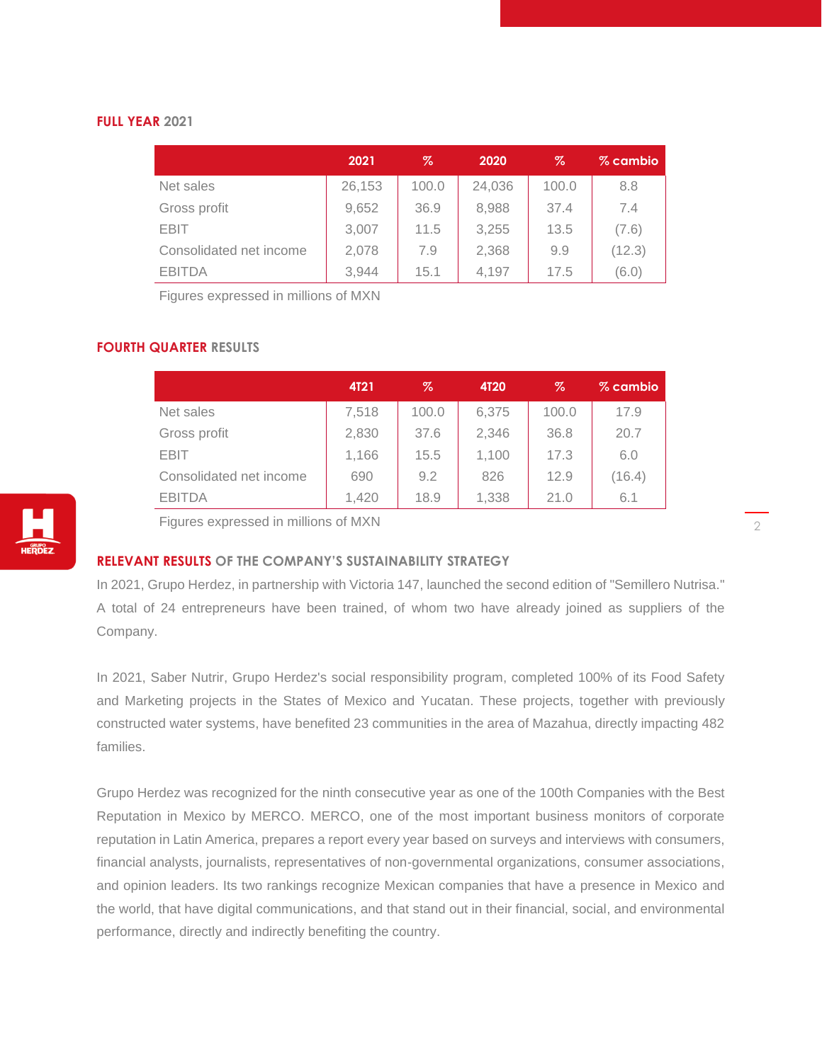## FULL YEAR 2021

| | 2021 | % | 2020 | % | % cambio |
|---|---|---|---|---|---|
| Net sales | 26,153 | 100.0 | 24,036 | 100.0 | 8.8 |
| Gross profit | 9,652 | 36.9 | 8,988 | 37.4 | 7.4 |
| EBIT | 3,007 | 11.5 | 3,255 | 13.5 | (7.6) |
| Consolidated net income | 2,078 | 7.9 | 2,368 | 9.9 | (12.3) |
| EBITDA | 3,944 | 15.1 | 4,197 | 17.5 | (6.0) |

Figures expressed in millions of MXN

## FOURTH QUARTER RESULTS

| | 4T21 | % | 4T20 | % | % cambio |
|---|---|---|---|---|---|
| Net sales | 7,518 | 100.0 | 6,375 | 100.0 | 17.9 |
| Gross profit | 2,830 | 37.6 | 2,346 | 36.8 | 20.7 |
| EBIT | 1,166 | 15.5 | 1,100 | 17.3 | 6.0 |
| Consolidated net income | 690 | 9.2 | 826 | 12.9 | (16.4) |
| EBITDA | 1,420 | 18.9 | 1,338 | 21.0 | 6.1 |

Figures expressed in millions of MXN

## RELEVANT RESULTS OF THE COMPANY'S SUSTAINABILITY STRATEGY

In 2021, Grupo Herdez, in partnership with Victoria 147, launched the second edition of "Semillero Nutrisa." A total of 24 entrepreneurs have been trained, of whom two have already joined as suppliers of the Company.

In 2021, Saber Nutrir, Grupo Herdez's social responsibility program, completed 100% of its Food Safety and Marketing projects in the States of Mexico and Yucatan. These projects, together with previously constructed water systems, have benefited 23 communities in the area of Mazahua, directly impacting 482 families.

Grupo Herdez was recognized for the ninth consecutive year as one of the 100th Companies with the Best Reputation in Mexico by MERCO. MERCO, one of the most important business monitors of corporate reputation in Latin America, prepares a report every year based on surveys and interviews with consumers, financial analysts, journalists, representatives of non-governmental organizations, consumer associations, and opinion leaders. Its two rankings recognize Mexican companies that have a presence in Mexico and the world, that have digital communications, and that stand out in their financial, social, and environmental performance, directly and indirectly benefiting the country.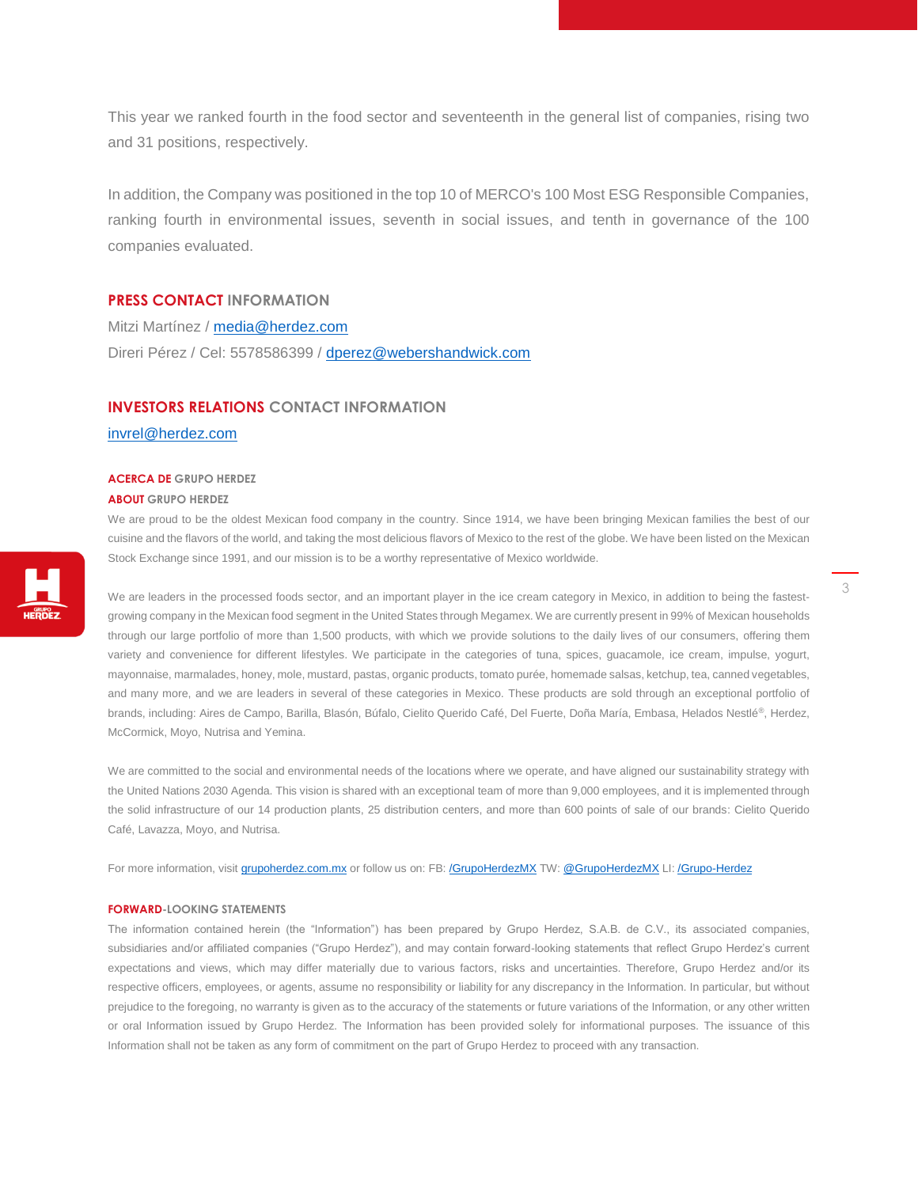This year we ranked fourth in the food sector and seventeenth in the general list of companies, rising two and 31 positions, respectively.

In addition, the Company was positioned in the top 10 of MERCO's 100 Most ESG Responsible Companies, ranking fourth in environmental issues, seventh in social issues, and tenth in governance of the 100 companies evaluated.

## PRESS CONTACT INFORMATION

Mitzi Martínez / media@herdez.com
Direri Pérez / Cel: 5578586399 / dperez@webershandwick.com

## INVESTORS RELATIONS CONTACT INFORMATION

invrel@herdez.com

### ACERCA DE GRUPO HERDEZ
### ABOUT GRUPO HERDEZ

We are proud to be the oldest Mexican food company in the country. Since 1914, we have been bringing Mexican families the best of our cuisine and the flavors of the world, and taking the most delicious flavors of Mexico to the rest of the globe. We have been listed on the Mexican Stock Exchange since 1991, and our mission is to be a worthy representative of Mexico worldwide.

We are leaders in the processed foods sector, and an important player in the ice cream category in Mexico, in addition to being the fastest-growing company in the Mexican food segment in the United States through Megamex. We are currently present in 99% of Mexican households through our large portfolio of more than 1,500 products, with which we provide solutions to the daily lives of our consumers, offering them variety and convenience for different lifestyles. We participate in the categories of tuna, spices, guacamole, ice cream, impulse, yogurt, mayonnaise, marmalades, honey, mole, mustard, pastas, organic products, tomato purée, homemade salsas, ketchup, tea, canned vegetables, and many more, and we are leaders in several of these categories in Mexico. These products are sold through an exceptional portfolio of brands, including: Aires de Campo, Barilla, Blasón, Búfalo, Cielito Querido Café, Del Fuerte, Doña María, Embasa, Helados Nestlé®, Herdez, McCormick, Moyo, Nutrisa and Yemina.

We are committed to the social and environmental needs of the locations where we operate, and have aligned our sustainability strategy with the United Nations 2030 Agenda. This vision is shared with an exceptional team of more than 9,000 employees, and it is implemented through the solid infrastructure of our 14 production plants, 25 distribution centers, and more than 600 points of sale of our brands: Cielito Querido Café, Lavazza, Moyo, and Nutrisa.

For more information, visit grupoherdez.com.mx or follow us on: FB: /GrupoHerdezMX TW: @GrupoHerdezMX LI: /Grupo-Herdez

### FORWARD-LOOKING STATEMENTS

The information contained herein (the "Information") has been prepared by Grupo Herdez, S.A.B. de C.V., its associated companies, subsidiaries and/or affiliated companies ("Grupo Herdez"), and may contain forward-looking statements that reflect Grupo Herdez's current expectations and views, which may differ materially due to various factors, risks and uncertainties. Therefore, Grupo Herdez and/or its respective officers, employees, or agents, assume no responsibility or liability for any discrepancy in the Information. In particular, but without prejudice to the foregoing, no warranty is given as to the accuracy of the statements or future variations of the Information, or any other written or oral Information issued by Grupo Herdez. The Information has been provided solely for informational purposes. The issuance of this Information shall not be taken as any form of commitment on the part of Grupo Herdez to proceed with any transaction.